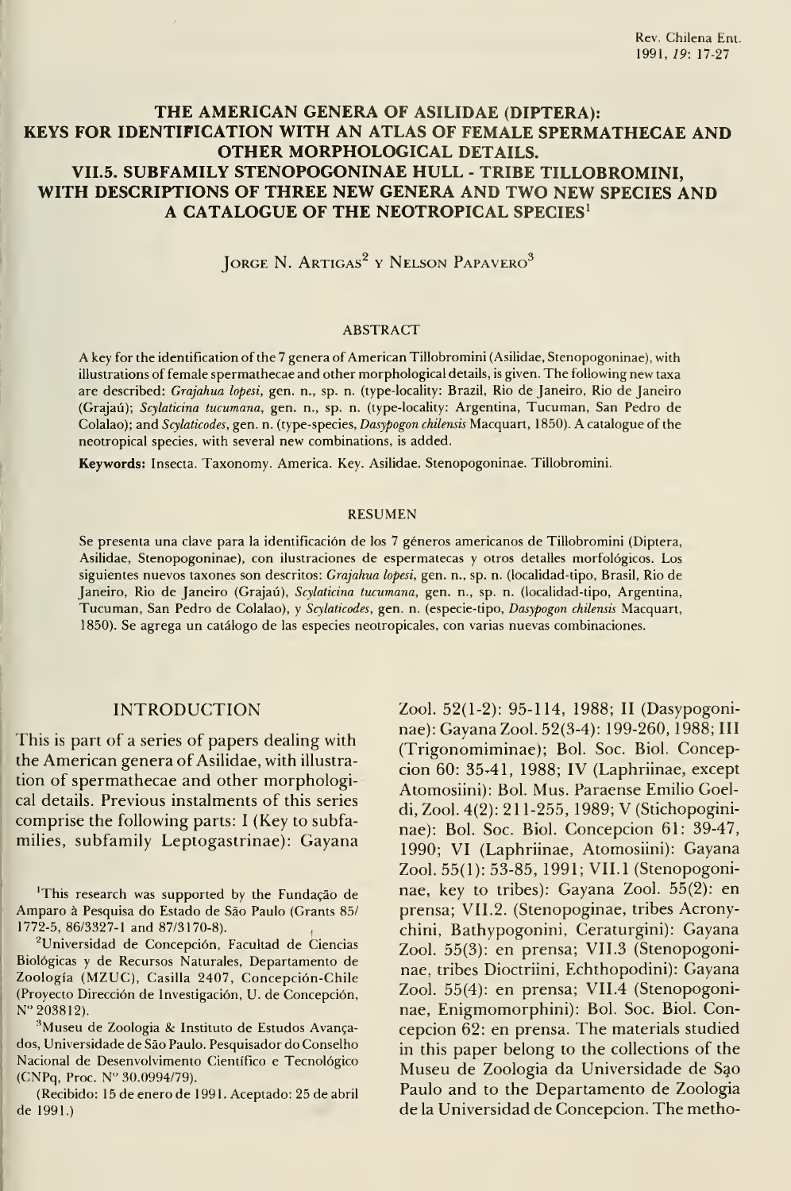# THE AMERICAN GENERA OF ASILIDAE (DIPTERA): KEYS FOR IDENTIFICATION WITH AN ATLAS OF FEMALE SPERMATHECAE AND OTHER MORPHOLOGICAL DETAILS. VII.5. SUBFAMILY STENOPOGONINAE HULL - TRIBE TILLOBROMINI, WITH DESCRIPTIONS OF THREE NEW GENERA AND TWO NEW SPECIES AND A CATALOGUE OF THE NEOTROPICAL SPECIES[1]

Jorge N. Artigas[2] y Nelson Papavero[3]

## ABSTRACT

A key for the identification of the 7 genera of American Tillobromini (Asilidae, Stenopogoninae), with illustrations of female spermathecae and other morphological details, is given. The following new taxa are described: *Grajahua lopesi*, gen. n., sp. n. (type-locality: Brazil, Rio de Janeiro, Rio de Janeiro (Grajaú); *Scylaticina tucumana*, gen. n., sp. n. (type-locality: Argentina, Tucuman, San Pedro de Colalao); and *Scylaticodes*, gen. n. (type-species, *Dasypogon chilensis* Macquart, 1850). A catalogue of the neotropical species, with several new combinations, is added.

**Keywords:** Insecta. Taxonomy. America. Key. Asilidae. Stenopogoninae. Tillobromini.

## RESUMEN

Se presenta una clave para la identificación de los 7 géneros americanos de Tillobromini (Diptera, Asilidae, Stenopogoninae), con ilustraciones de espermatecas y otros detalles morfológicos. Los siguientes nuevos taxones son descritos: *Grajahua lopesi*, gen. n., sp. n. (localidad-tipo, Brasil, Rio de Janeiro, Rio de Janeiro (Grajaú), *Scylaticina tucumana*, gen. n., sp. n. (localidad-tipo, Argentina, Tucuman, San Pedro de Colalao), y *Scylaticodes*, gen. n. (especie-tipo, *Dasypogon chilensis* Macquart, 1850). Se agrega un catálogo de las especies neotropicales, con varias nuevas combinaciones.

## INTRODUCTION

This is part of a series of papers dealing with the American genera of Asilidae, with illustration of spermathecae and other morphological details. Previous instalments of this series comprise the following parts: I (Key to subfamilies, subfamily Leptogastrinae): Gayana Zool. 52(1-2): 95-114, 1988; II (Dasypogoninae): Gayana Zool. 52(3-4): 199-260, 1988; III (Trigonomiminae); Bol. Soc. Biol. Concepcion 60: 35-41, 1988; IV (Laphriinae, except Atomosiini): Bol. Mus. Paraense Emilio Goeldi, Zool. 4(2): 211-255, 1989; V (Stichopogininae): Bol. Soc. Biol. Concepcion 61: 39-47, 1990; VI (Laphriinae, Atomosiini): Gayana Zool. 55(1): 53-85, 1991; VII.1 (Stenopogoninae, key to tribes): Gayana Zool. 55(2): en prensa; VII.2. (Stenopoginae, tribes Acronychini, Bathypogonini, Ceraturgini): Gayana Zool. 55(3): en prensa; VII.3 (Stenopogoninae, tribes Dioctriini, Echthopodini): Gayana Zool. 55(4): en prensa; VII.4 (Stenopogoninae, Enigmomorphini): Bol. Soc. Biol. Concepcion 62: en prensa. The materials studied in this paper belong to the collections of the Museu de Zoologia da Universidade de Sąo Paulo and to the Departamento de Zoologia de la Universidad de Concepcion. The metho-

---

[1]This research was supported by the Fundação de Amparo à Pesquisa do Estado de São Paulo (Grants 85/1772-5, 86/3327-1 and 87/3170-8).

[2]Universidad de Concepción, Facultad de Ciencias Biológicas y de Recursos Naturales, Departamento de Zoología (MZUC), Casilla 2407, Concepción-Chile (Proyecto Dirección de Investigación, U. de Concepción, N° 203812).

[3]Museu de Zoologia & Instituto de Estudos Avançados, Universidade de São Paulo. Pesquisador do Conselho Nacional de Desenvolvimento Científico e Tecnológico (CNPq, Proc. N° 30.0994/79).

(Recibido: 15 de enero de 1991. Aceptado: 25 de abril de 1991.)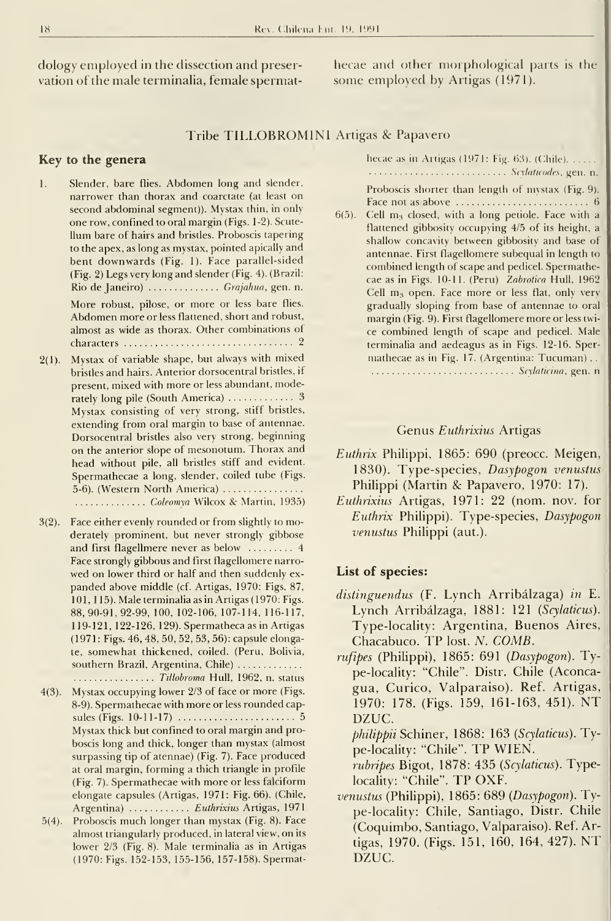dology employed in the dissection and preservation of the male terminalia, female spermathecae and other morphological parts is the some employed by Artigas (1971).

## Tribe TILLOBROMINI Artigas & Papavero

### Key to the genera

1. Slender, bare flies. Abdomen long and slender, narrower than thorax and coarctate (at least on second abdominal segment)). Mystax thin, in only one row, confined to oral margin (Figs. 1-2). Scutellum bare of hairs and bristles. Proboscis tapering to the apex, as long as mystax, pointed apically and bent downwards (Fig. 1). Face parallel-sided (Fig. 2) Legs very long and slender (Fig. 4). (Brazil: Rio de Janeiro) .............. *Grajahua*, gen. n.

   More robust, pilose, or more or less bare flies. Abdomen more or less flattened, short and robust, almost as wide as thorax. Other combinations of characters .................................. 2

2(1). Mystax of variable shape, but always with mixed bristles and hairs. Anterior dorsocentral bristles, if present, mixed with more or less abundant, moderately long pile (South America) .............. 3

   Mystax consisting of very strong, stiff bristles, extending from oral margin to base of antennae. Dorsocentral bristles also very strong, beginning on the anterior slope of mesonotum. Thorax and head without pile, all bristles stiff and evident. Spermathecae a long, slender, coiled tube (Figs. 5-6). (Western North America) ................ .............. *Coleomya* Wilcox & Martin, 1935)

3(2). Face either evenly rounded or from slightly to moderately prominent, but never strongly gibbose and first flagellmere never as below ......... 4

   Face strongly gibbous and first flagellomere narrowed on lower third or half and then suddenly expanded above middle (cf. Artigas, 1970: Figs. 87, 101, 115). Male terminalia as in Artigas (1970: Figs. 88, 90-91, 92-99, 100, 102-106, 107-114, 116-117, 119-121, 122-126, 129). Spermatheca as in Artigas (1971: Figs. 46, 48, 50, 52, 53, 56): capsule elongate, somewhat thickened, coiled. (Peru, Bolivia, southern Brazil, Argentina, Chile) ............. ................ *Tillobroma* Hull, 1962, n. status

4(3). Mystax occupying lower 2/3 of face or more (Figs. 8-9). Spermathecae with more or less rounded capsules (Figs. 10-11-17) ....................... 5

   Mystax thick but confined to oral margin and proboscis long and thick, longer than mystax (almost surpassing tip of atennae) (Fig. 7). Face produced at oral margin, forming a thich triangle in profile (Fig. 7). Spermathecae with more or less falciform elongate capsules (Artigas, 1971: Fig. 66). (Chile, Argentina) ............ *Euthrixius* Artigas, 1971

5(4). Proboscis much longer than mystax (Fig. 8). Face almost triangularly produced, in lateral view, on its lower 2/3 (Fig. 8). Male terminalia as in Artigas (1970: Figs. 152-153, 155-156, 157-158). Spermathecae as in Artigas (1971: Fig. 63). (Chile). ..... ........................... *Scylaticodes*, gen. n.

   Proboscis shorter than length of mystax (Fig. 9). Face not as above .......................... 6

6(5). Cell $m_3$ closed, with a long petiole. Face with a flattened gibbosity occupying 4/5 of its height, a shallow concavity between gibbosity and base of antennae. First flagellomere subequal in length to combined length of scape and pedicel. Spermathecae as in Figs. 10-11. (Peru) *Zabrotica* Hull, 1962

   Cell $m_3$ open. Face more or less flat, only very gradually sloping from base of antennae to oral margin (Fig. 9). First flagellomere more or less twice combined length of scape and pedicel. Male terminalia and aedeagus as in Figs. 12-16. Spermathecae as in Fig. 17. (Argentina: Tucuman) .. ............................ *Scylaticina*, gen. n

### Genus *Euthrixius* Artigas

*Euthrix* Philippi, 1865: 690 (preocc. Meigen, 1830). Type-species, *Dasypogon venustus* Philippi (Martin & Papavero, 1970: 17).

*Euthrixius* Artigas, 1971: 22 (nom. nov. for *Euthrix* Philippi). Type-species, *Dasypogon venustus* Philippi (aut.).

### List of species:

*distinguendus* (F. Lynch Arribálzaga) *in* E. Lynch Arribálzaga, 1881: 121 (*Scylaticus*). Type-locality: Argentina, Buenos Aires, Chacabuco. TP lost. *N. COMB.*

*rufipes* (Philippi), 1865: 691 (*Dasypogon*). Type-locality: "Chile". Distr. Chile (Aconcagua, Curico, Valparaiso). Ref. Artigas, 1970: 178. (Figs. 159, 161-163, 451). NT DZUC.

*philippii* Schiner, 1868: 163 (*Scylaticus*). Type-locality: "Chile". TP WIEN.

*rubripes* Bigot, 1878: 435 (*Scylaticus*). Type-locality: "Chile". TP OXF.

*venustus* (Philippi), 1865: 689 (*Dasypogon*). Type-locality: Chile, Santiago, Distr. Chile (Coquimbo, Santiago, Valparaiso). Ref. Artigas, 1970. (Figs. 151, 160, 164, 427). NT DZUC.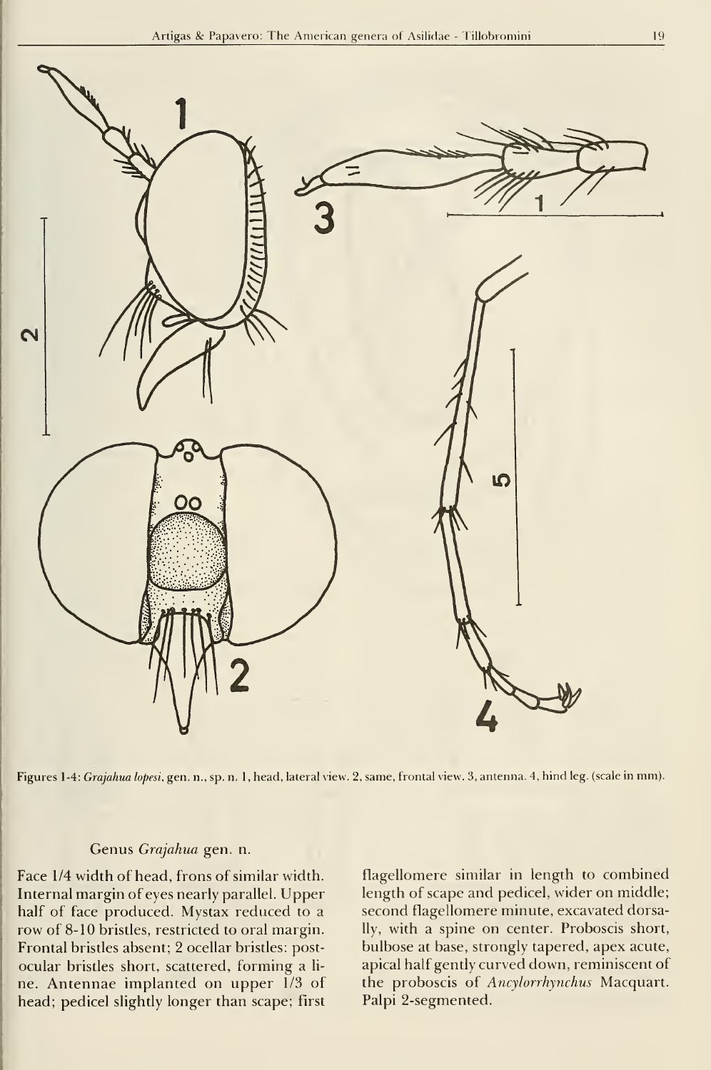Figures 1-4: *Grajahua lopesi*, gen. n., sp. n. 1, head, lateral view. 2, same, frontal view. 3, antenna. 4, hind leg. (scale in mm).

### Genus *Grajahua* gen. n.

Face 1/4 width of head, frons of similar width. Internal margin of eyes nearly parallel. Upper half of face produced. Mystax reduced to a row of 8-10 bristles, restricted to oral margin. Frontal bristles absent; 2 ocellar bristles: postocular bristles short, scattered, forming a line. Antennae implanted on upper 1/3 of head; pedicel slightly longer than scape; first flagellomere similar in length to combined length of scape and pedicel, wider on middle; second flagellomere minute, excavated dorsally, with a spine on center. Proboscis short, bulbose at base, strongly tapered, apex acute, apical half gently curved down, reminiscent of the proboscis of *Ancylorrhynchus* Macquart. Palpi 2-segmented.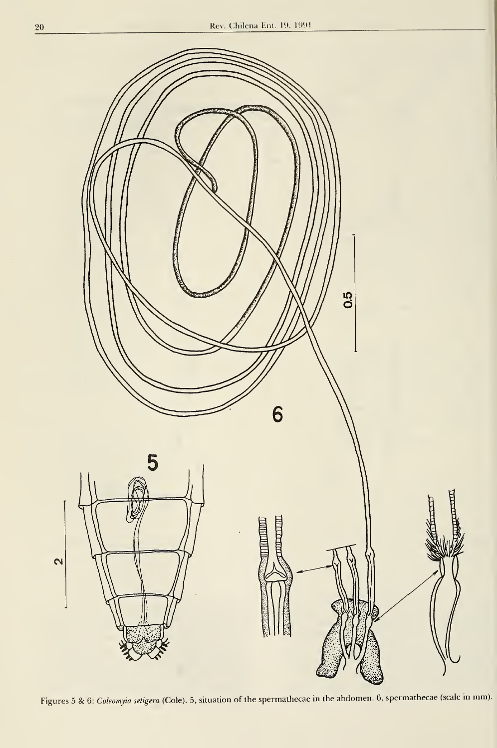Figures 5 & 6: *Coleomyia setigera* (Cole). 5, situation of the spermathecae in the abdomen. 6, spermathecae (scale in mm).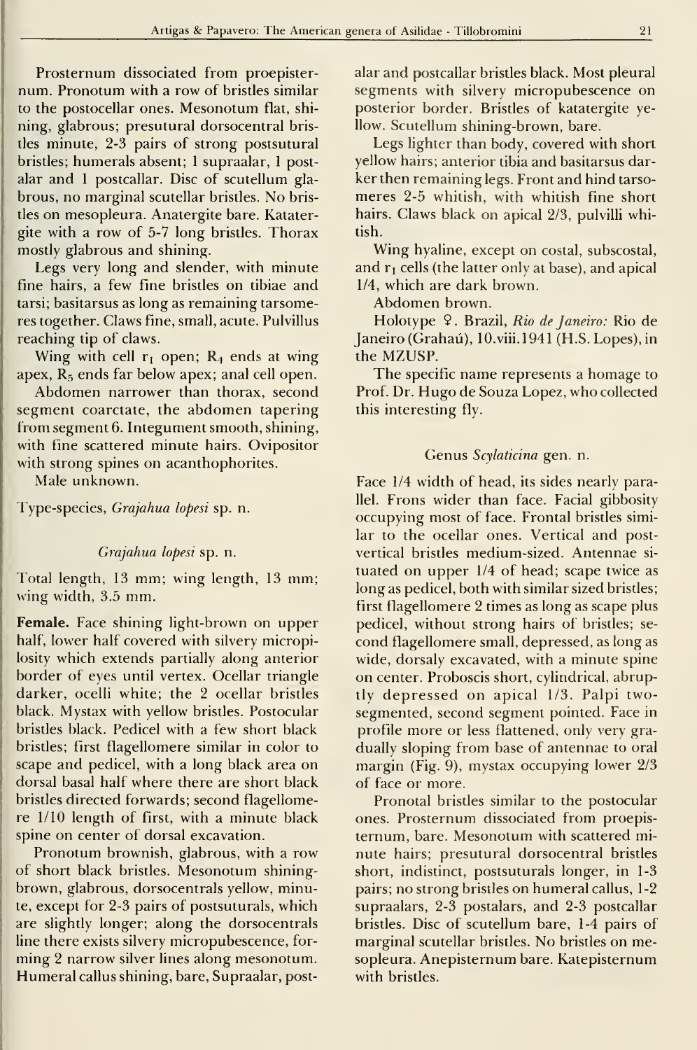Prosternum dissociated from proepisternum. Pronotum with a row of bristles similar to the postocellar ones. Mesonotum flat, shining, glabrous; presutural dorsocentral bristles minute, 2-3 pairs of strong postsutural bristles; humerals absent; 1 supraalar, 1 postalar and 1 postcallar. Disc of scutellum glabrous, no marginal scutellar bristles. No bristles on mesopleura. Anatergite bare. Katatergite with a row of 5-7 long bristles. Thorax mostly glabrous and shining.

Legs very long and slender, with minute fine hairs, a few fine bristles on tibiae and tarsi; basitarsus as long as remaining tarsomeres together. Claws fine, small, acute. Pulvillus reaching tip of claws.

Wing with cell $r_1$ open; $R_4$ ends at wing apex, $R_5$ ends far below apex; anal cell open.

Abdomen narrower than thorax, second segment coarctate, the abdomen tapering from segment 6. Integument smooth, shining, with fine scattered minute hairs. Ovipositor with strong spines on acanthophorites.

Male unknown.

Type-species, *Grajahua lopesi* sp. n.

### *Grajahua lopesi* sp. n.

Total length, 13 mm; wing length, 13 mm; wing width, 3.5 mm.

**Female.** Face shining light-brown on upper half, lower half covered with silvery micropilosity which extends partially along anterior border of eyes until vertex. Ocellar triangle darker, ocelli white; the 2 ocellar bristles black. Mystax with yellow bristles. Postocular bristles black. Pedicel with a few short black bristles; first flagellomere similar in color to scape and pedicel, with a long black area on dorsal basal half where there are short black bristles directed forwards; second flagellomere 1/10 length of first, with a minute black spine on center of dorsal excavation.

Pronotum brownish, glabrous, with a row of short black bristles. Mesonotum shining-brown, glabrous, dorsocentrals yellow, minute, except for 2-3 pairs of postsuturals, which are slightly longer; along the dorsocentrals line there exists silvery micropubescence, forming 2 narrow silver lines along mesonotum. Humeral callus shining, bare, Supraalar, postalar and postcallar bristles black. Most pleural segments with silvery micropubescence on posterior border. Bristles of katatergite yellow. Scutellum shining-brown, bare.

Legs lighter than body, covered with short yellow hairs; anterior tibia and basitarsus darker then remaining legs. Front and hind tarsomeres 2-5 whitish, with whitish fine short hairs. Claws black on apical 2/3, pulvilli whitish.

Wing hyaline, except on costal, subscostal, and $r_1$ cells (the latter only at base), and apical 1/4, which are dark brown.

Abdomen brown.

Holotype ♀. Brazil, *Rio de Janeiro:* Rio de Janeiro (Grahaú), 10.viii.1941 (H.S. Lopes), in the MZUSP.

The specific name represents a homage to Prof. Dr. Hugo de Souza Lopez, who collected this interesting fly.

## Genus *Scylaticina* gen. n.

Face 1/4 width of head, its sides nearly parallel. Frons wider than face. Facial gibbosity occupying most of face. Frontal bristles similar to the ocellar ones. Vertical and postvertical bristles medium-sized. Antennae situated on upper 1/4 of head; scape twice as long as pedicel, both with similar sized bristles; first flagellomere 2 times as long as scape plus pedicel, without strong hairs of bristles; second flagellomere small, depressed, as long as wide, dorsaly excavated, with a minute spine on center. Proboscis short, cylindrical, abruptly depressed on apical 1/3. Palpi two-segmented, second segment pointed. Face in profile more or less flattened, only very gradually sloping from base of antennae to oral margin (Fig. 9), mystax occupying lower 2/3 of face or more.

Pronotal bristles similar to the postocular ones. Prosternum dissociated from proepisternum, bare. Mesonotum with scattered minute hairs; presutural dorsocentral bristles short, indistinct, postsuturals longer, in 1-3 pairs; no strong bristles on humeral callus, 1-2 supraalars, 2-3 postalars, and 2-3 postcallar bristles. Disc of scutellum bare, 1-4 pairs of marginal scutellar bristles. No bristles on mesopleura. Anepisternum bare. Katepisternum with bristles.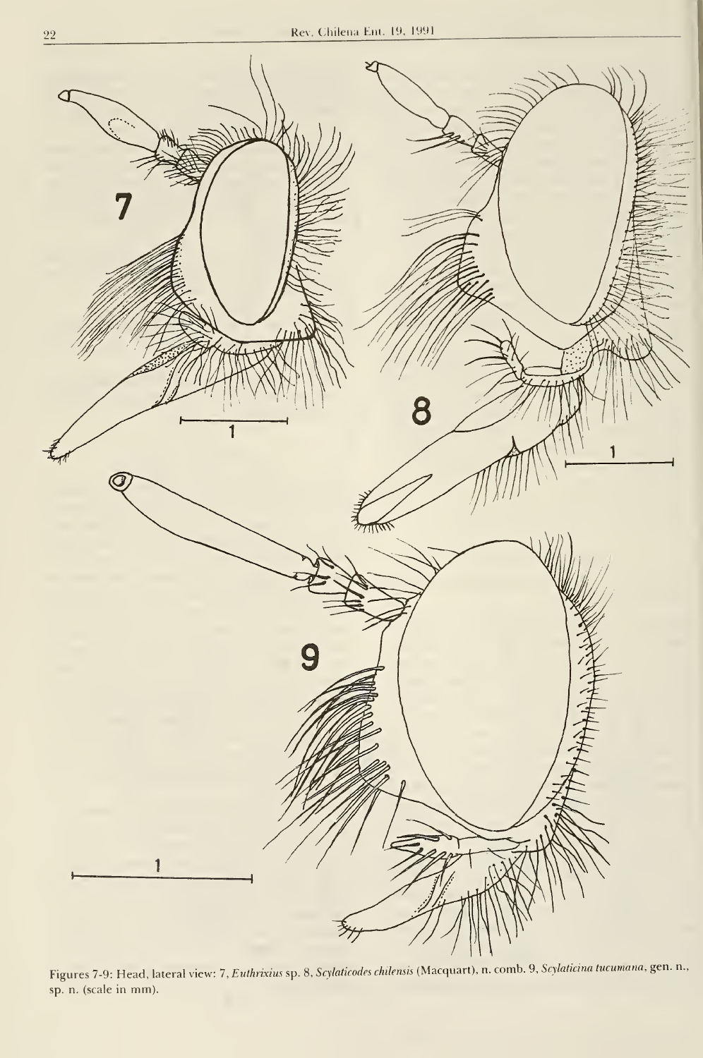Figures 7-9: Head, lateral view: 7, *Euthrixius* sp. 8, *Scylaticodes chilensis* (Macquart), n. comb. 9, *Scylaticina tucumana*, gen. n., sp. n. (scale in mm).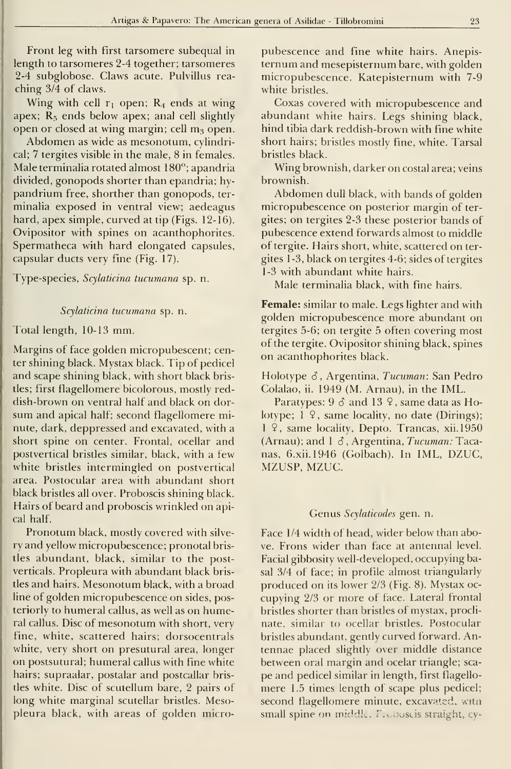Front leg with first tarsomere subequal in length to tarsomeres 2-4 together; tarsomeres 2-4 subglobose. Claws acute. Pulvillus reaching 3/4 of claws.

Wing with cell $r_1$ open; $R_4$ ends at wing apex; $R_5$ ends below apex; anal cell slightly open or closed at wing margin; cell $m_3$ open.

Abdomen as wide as mesonotum, cylindrical; 7 tergites visible in the male, 8 in females. Male terminalia rotated almost 180°; apandria divided, gonopods shorter than epandria; hypandrium free, shorther than gonopods, terminalia exposed in ventral view; aedeagus hard, apex simple, curved at tip (Figs. 12-16). Ovipositor with spines on acanthophorites. Spermatheca with hard elongated capsules, capsular ducts very fine (Fig. 17).

Type-species, *Scylaticina tucumana* sp. n.

### *Scylaticina tucumana* sp. n.

Total length, 10-13 mm.

Margins of face golden micropubescent; center shining black. Mystax black. Tip of pedicel and scape shining black, with short black bristles; first flagellomere bicolorous, mostly reddish-brown on ventral half and black on dorsum and apical half; second flagellomere minute, dark, deppressed and excavated, with a short spine on center. Frontal, ocellar and postvertical bristles similar, black, with a few white bristles intermingled on postvertical area. Postocular area with abundant short black bristles all over. Proboscis shining black. Hairs of beard and proboscis wrinkled on apical half.

Pronotum black, mostly covered with silvery and yellow micropubescence; pronotal bristles abundant, black, similar to the postverticals. Propleura with abundant black bristles and hairs. Mesonotum black, with a broad line of golden micropubescence on sides, posteriorly to humeral callus, as well as on humeral callus. Disc of mesonotum with short, very fine, white, scattered hairs; dorsocentrals white, very short on presutural area, longer on postsutural; humeral callus with fine white hairs; supraalar, postalar and postcallar bristles white. Disc of scutellum bare, 2 pairs of long white marginal scutellar bristles. Mesopleura black, with areas of golden micropubescence and fine white hairs. Anepisternum and mesepisternum bare, with golden micropubescence. Katepisternum with 7-9 white bristles.

Coxas covered with micropubescence and abundant white hairs. Legs shining black, hind tibia dark reddish-brown with fine white short hairs; bristles mostly fine, white. Tarsal bristles black.

Wing brownish, darker on costal area; veins brownish.

Abdomen dull black, with bands of golden micropubescence on posterior margin of tergites; on tergites 2-3 these posterior bands of pubescence extend forwards almost to middle of tergite. Hairs short, white, scattered on tergites 1-3, black on tergites 4-6; sides of tergites 1-3 with abundant white hairs.

Male terminalia black, with fine hairs.

**Female:** similar to male. Legs lighter and with golden micropubescence more abundant on tergites 5-6; on tergite 5 often covering most of the tergite. Ovipositor shining black, spines on acanthophorites black.

Holotype ♂, Argentina, *Tucuman*: San Pedro Colalao, ii. 1949 (M. Arnau), in the IML.

Paratypes: 9 ♂ and 13 ♀, same data as Holotype; 1 ♀, same locality, no date (Dirings); 1 ♀, same locality, Depto. Trancas, xii.1950 (Arnau); and 1 ♂, Argentina, *Tucuman:* Tacanas, 6.xii.1946 (Golbach). In IML, DZUC, MZUSP, MZUC.

### Genus *Scylaticodes* gen. n.

Face 1/4 width of head, wider below than above. Frons wider than face at antennal level. Facial gibbosity well-developed, occupying basal 3/4 of face; in profile almost triangularly produced on its lower 2/3 (Fig. 8). Mystax occupying 2/3 or more of face. Lateral frontal bristles shorter than bristles of mystax, proclinate, similar to ocellar bristles. Postocular bristles abundant, gently curved forward. Antennae placed slightly over middle distance between oral margin and ocelar triangle; scape and pedicel similar in length, first flagellomere 1.5 times length of scape plus pedicel; second flagellomere minute, excavated, with small spine on middle. Proboscis straight, cy-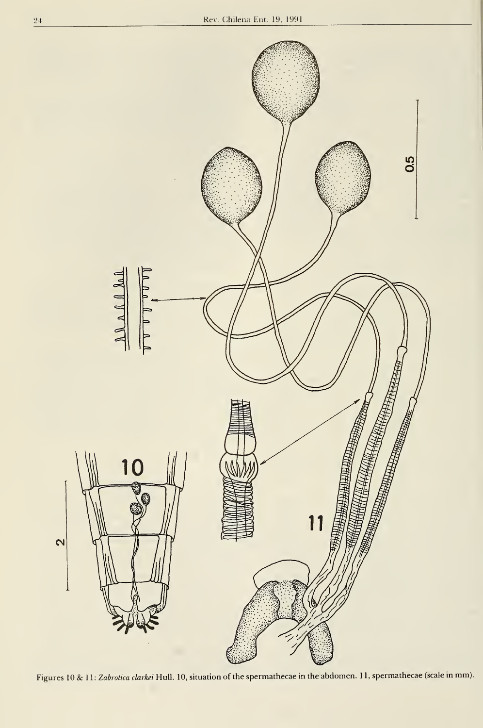Figures 10 & 11: *Zabrotica clarkei* Hull. 10, situation of the spermathecae in the abdomen. 11, spermathecae (scale in mm).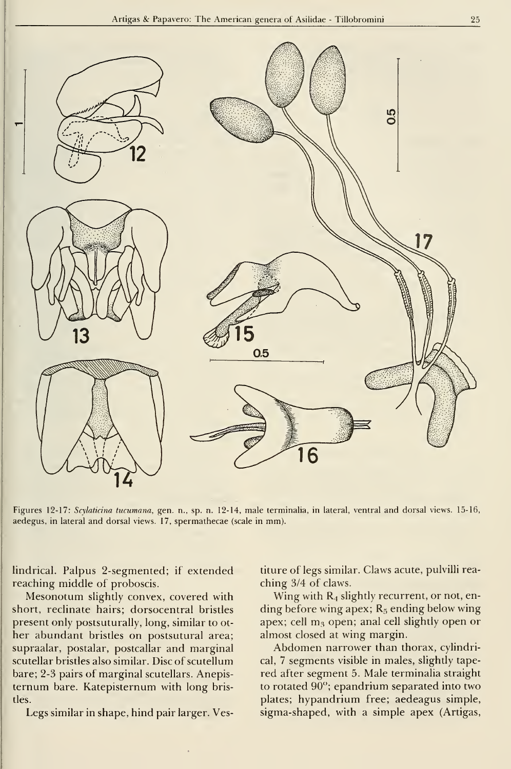Figures 12-17: *Scylaticina tucumana*, gen. n., sp. n. 12-14, male terminalia, in lateral, ventral and dorsal views. 15-16, aedegus, in lateral and dorsal views. 17, spermathecae (scale in mm).

lindrical. Palpus 2-segmented; if extended reaching middle of proboscis.

Mesonotum slightly convex, covered with short, reclinate hairs; dorsocentral bristles present only postsuturally, long, similar to other abundant bristles on postsutural area; supraalar, postalar, postcallar and marginal scutellar bristles also similar. Disc of scutellum bare; 2-3 pairs of marginal scutellars. Anepisternum bare. Katepisternum with long bristles.

Legs similar in shape, hind pair larger. Vestiture of legs similar. Claws acute, pulvilli reaching 3/4 of claws.

Wing with $R_4$ slightly recurrent, or not, ending before wing apex; $R_5$ ending below wing apex; cell $m_3$ open; anal cell slightly open or almost closed at wing margin.

Abdomen narrower than thorax, cylindrical, 7 segments visible in males, slightly tapered after segment 5. Male terminalia straight to rotated 90°; epandrium separated into two plates; hypandrium free; aedeagus simple, sigma-shaped, with a simple apex (Artigas,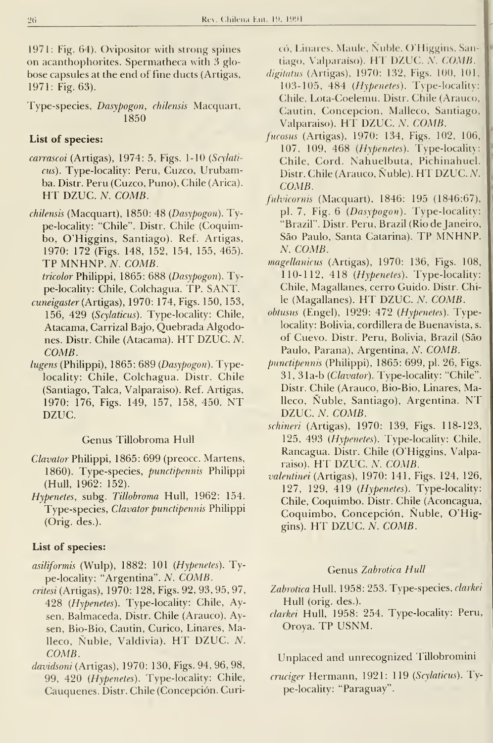1971: Fig. 64). Ovipositor with strong spines on acanthophorites. Spermatheca with 3 globose capsules at the end of fine ducts (Artigas, 1971: Fig. 63).

Type-species, *Dasypogon*, *chilensis* Macquart, 1850

**List of species:**

*carrascoi* (Artigas), 1974: 5, Figs. 1-10 (*Scylaticus*). Type-locality: Peru, Cuzco, Urubamba. Distr. Peru (Cuzco, Puno), Chile (Arica). HT DZUC. *N. COMB.*

*chilensis* (Macquart), 1850: 48 (*Dasypogon*). Type-locality: "Chile". Distr. Chile (Coquimbo, O'Higgins, Santiago). Ref. Artigas, 1970: 172 (Figs. 148, 152, 154, 155, 465). TP MNHNP. *N. COMB.*

*tricolor* Philippi, 1865: 688 (*Dasypogon*). Type-locality: Chile, Colchagua. TP. SANT.

*cuneigaster* (Artigas), 1970: 174, Figs. 150, 153, 156, 429 (*Scylaticus*). Type-locality: Chile, Atacama, Carrizal Bajo, Quebrada Algodones. Distr. Chile (Atacama). HT DZUC. *N. COMB.*

*lugens* (Philippi), 1865: 689 (*Dasypogon*). Type-locality: Chile, Colchagua. Distr. Chile (Santiago, Talca, Valparaiso). Ref. Artigas, 1970: 176, Figs. 149, 157, 158, 450. NT DZUC.

### Genus Tillobroma Hull

*Clavator* Philippi, 1865: 699 (preocc. Martens, 1860). Type-species, *punctipennis* Philippi (Hull, 1962: 152).

*Hypenetes*, subg. *Tillobroma* Hull, 1962: 154. Type-species, *Clavator punctipennis* Philippi (Orig. des.).

**List of species:**

*asiliformis* (Wulp), 1882: 101 (*Hypenetes*). Type-locality: "Argentina". *N. COMB.*

*critesi* (Artigas), 1970: 128, Figs. 92, 93, 95, 97, 428 (*Hypenetes*). Type-locality: Chile, Aysen, Balmaceda, Distr. Chile (Arauco), Aysen, Bio-Bio, Cautin, Curico, Linares, Malleco, Ñuble, Valdivia). HT DZUC. *N. COMB.*

*davidsoni* (Artigas), 1970: 130, Figs. 94, 96, 98, 99, 420 (*Hypenetes*). Type-locality: Chile, Cauquenes. Distr. Chile (Concepción. Curicó, Linares, Maule, Ñuble, O'Higgins, Santiago, Valparaíso). HT DZUC. *N. COMB.*

*digitatus* (Artigas), 1970: 132, Figs. 100, 101, 103-105, 484 (*Hypenetes*). Type-locality: Chile, Lota-Coelemu. Distr. Chile (Arauco, Cautin, Concepcion, Malleco, Santiago, Valparaiso). HT DZUC. *N. COMB.*

*fucosus* (Artigas), 1970: 134, Figs. 102, 106, 107, 109, 468 (*Hypenetes*). Type-locality: Chile, Cord. Nahuelbuta, Pichinahuel. Distr. Chile (Arauco, Ñuble). HT DZUC. *N. COMB.*

*fulvicornis* (Macquart), 1846: 195 (1846:67), pl. 7, Fig. 6 (*Dasypogon*). Type-locality: "Brazil". Distr. Peru, Brazil (Rio de Janeiro, São Paulo, Santa Catarina). TP MNHNP. *N. COMB.*

*magellanicus* (Artigas), 1970: 136, Figs. 108, 110-112, 418 (*Hypenetes*). Type-locality: Chile, Magallanes, cerro Guido. Distr. Chile (Magallanes). HT DZUC. *N. COMB.*

*obtusus* (Engel), 1929: 472 (*Hypenetes*). Type-locality: Bolivia, cordillera de Buenavista, s. of Cuevo. Distr. Peru, Bolivia, Brazil (São Paulo, Parana), Argentina, *N. COMB.*

*punctipennis* (Philippi), 1865: 699, pl. 26, Figs. 31, 31a-b (*Clavator*). Type-locality: "Chile". Distr. Chile (Arauco, Bio-Bio, Linares, Malleco, Ñuble, Santiago), Argentina. NT DZUC. *N. COMB.*

*schineri* (Artigas), 1970: 139, Figs. 118-123, 125, 493 (*Hypenetes*). Type-locality: Chile, Rancagua. Distr. Chile (O'Higgins, Valparaiso). HT DZUC. *N. COMB.*

*valentinei* (Artigas), 1970: 141, Figs. 124, 126, 127, 129, 419 (*Hypenetes*). Type-locality: Chile, Coquimbo. Distr. Chile (Aconcagua, Coquimbo, Concepción, Ñuble, O'Higgins). HT DZUC. *N. COMB.*

### Genus *Zabrotica Hull*

*Zabrotica* Hull, 1958: 253. Type-species, *clarkei* Hull (orig. des.).

*clarkei* Hull, 1958: 254. Type-locality: Peru, Oroya. TP USNM.

### Unplaced and unrecognized Tillobromini

*cruciger* Hermann, 1921: 119 (*Scylaticus*). Type-locality: "Paraguay".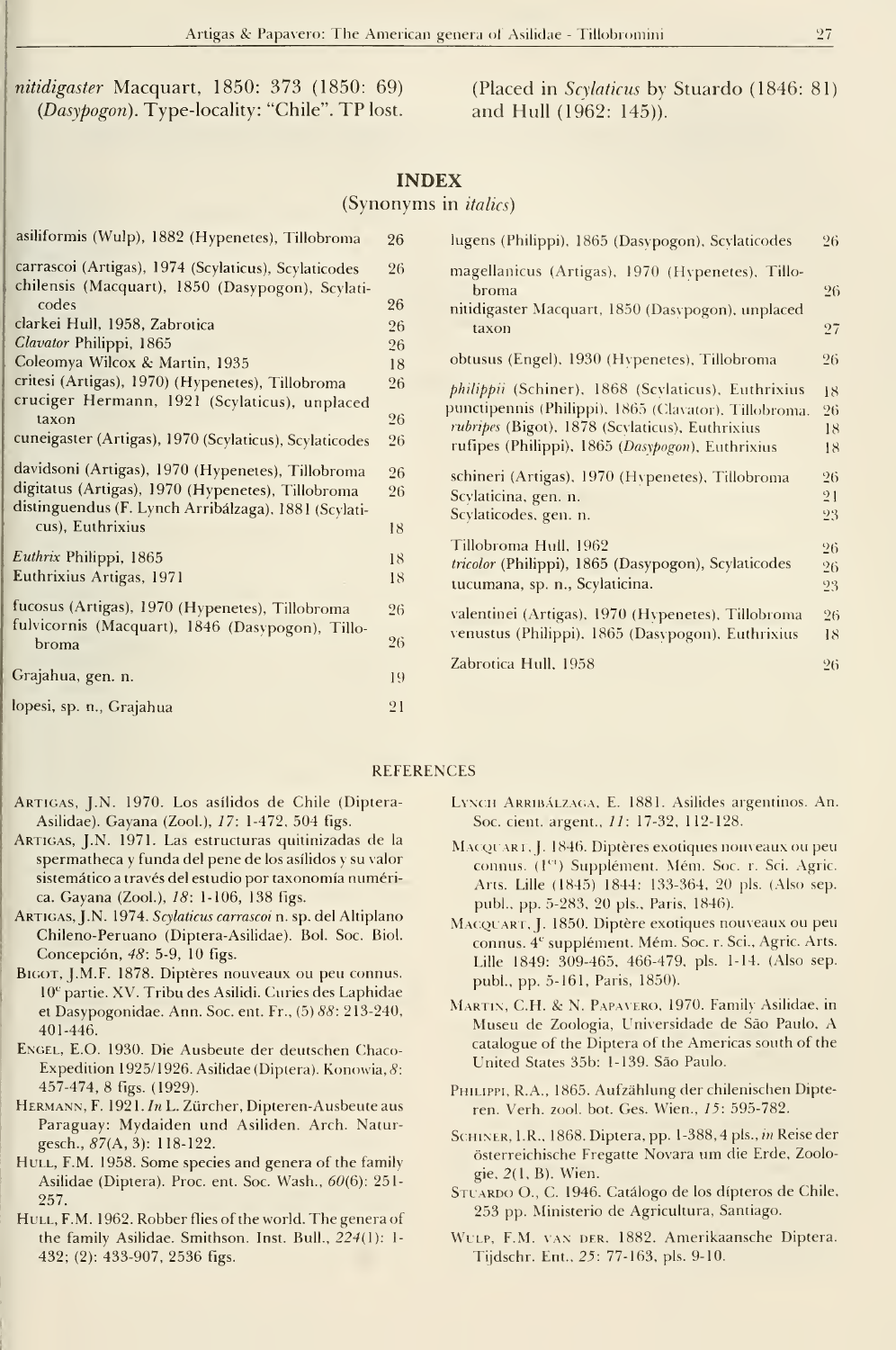*nitidigaster* Macquart, 1850: 373 (1850: 69) (*Dasypogon*). Type-locality: "Chile". TP lost. (Placed in *Scylaticus* by Stuardo (1846: 81) and Hull (1962: 145)).

## INDEX

(Synonyms in *italics*)

asiliformis (Wulp), 1882 (Hypenetes), Tillobroma 26

carrascoi (Artigas), 1974 (Scylaticus), Scylaticodes 26
chilensis (Macquart), 1850 (Dasypogon), Scylaticodes 26
clarkei Hull, 1958, Zabrotica 26
*Clavator* Philippi, 1865 26
Coleomya Wilcox & Martin, 1935 18
critesi (Artigas), 1970) (Hypenetes), Tillobroma 26
cruciger Hermann, 1921 (Scylaticus), unplaced taxon 26
cuneigaster (Artigas), 1970 (Scylaticus), Scylaticodes 26

davidsoni (Artigas), 1970 (Hypenetes), Tillobroma 26
digitatus (Artigas), 1970 (Hypenetes), Tillobroma 26
distinguendus (F. Lynch Arribálzaga), 1881 (Scylaticus), Euthrixius 18

*Euthrix* Philippi, 1865 18
Euthrixius Artigas, 1971 18

fucosus (Artigas), 1970 (Hypenetes), Tillobroma 26
fulvicornis (Macquart), 1846 (Dasypogon), Tillobroma 26

Grajahua, gen. n. 19

lopesi, sp. n., Grajahua 21

lugens (Philippi), 1865 (Dasypogon), Scylaticodes 26

magellanicus (Artigas), 1970 (Hypenetes), Tillobroma 26
nitidigaster Macquart, 1850 (Dasypogon), unplaced taxon 27

obtusus (Engel), 1930 (Hypenetes), Tillobroma 26

*philippii* (Schiner), 1868 (Scylaticus), Euthrixius 18
punctipennis (Philippi), 1865 (Clavator), Tillobroma 26
*rubripes* (Bigot), 1878 (Scylaticus), Euthrixius 18
rufipes (Philippi), 1865 (*Dasypogon*), Euthrixius 18

schineri (Artigas), 1970 (Hypenetes), Tillobroma 26
Scylaticina, gen. n. 21
Scylaticodes, gen. n. 23

Tillobroma Hull, 1962 26
*tricolor* (Philippi), 1865 (Dasypogon), Scylaticodes 26
tucumana, sp. n., Scylaticina. 23

valentinei (Artigas), 1970 (Hypenetes), Tillobroma 26
venustus (Philippi), 1865 (Dasypogon), Euthrixius 18

Zabrotica Hull, 1958 26

## REFERENCES

Artigas, J.N. 1970. Los asílidos de Chile (Diptera-Asilidae). Gayana (Zool.), *17*: 1-472, 504 figs.

Artigas, J.N. 1971. Las estructuras quitinizadas de la spermatheca y funda del pene de los asílidos y su valor sistemático a través del estudio por taxonomía numérica. Gayana (Zool.), *18*: 1-106, 138 figs.

Artigas, J.N. 1974. *Scylaticus carrascoi* n. sp. del Altiplano Chileno-Peruano (Diptera-Asilidae). Bol. Soc. Biol. Concepción, *48*: 5-9, 10 figs.

Bigot, J.M.F. 1878. Diptères nouveaux ou peu connus. 10ᵉ partie. XV. Tribu des Asilidi. Curies des Laphidae et Dasypogonidae. Ann. Soc. ent. Fr., (5) *88*: 213-240, 401-446.

Engel, E.O. 1930. Die Ausbeute der deutschen Chaco-Expedition 1925/1926. Asilidae (Diptera). Konowia, *8*: 457-474, 8 figs. (1929).

Hermann, F. 1921. *In* L. Zürcher, Dipteren-Ausbeute aus Paraguay: Mydaiden und Asiliden. Arch. Naturgesch., *87*(A, 3): 118-122.

Hull, F.M. 1958. Some species and genera of the family Asilidae (Diptera). Proc. ent. Soc. Wash., *60*(6): 251-257.

Hull, F.M. 1962. Robber flies of the world. The genera of the family Asilidae. Smithson. Inst. Bull., *224*(1): 1-432; (2): 433-907, 2536 figs.

Lynch Arribálzaga, E. 1881. Asilides argentinos. An. Soc. cient. argent., *11*: 17-32, 112-128.

Macquart, J. 1846. Diptères exotiques nouveaux ou peu connus. (1ᵉʳ) Supplément. Mém. Soc. r. Sci. Agric. Arts. Lille (1845) 1844: 133-364, 20 pls. (Also sep. publ., pp. 5-283, 20 pls., Paris, 1846).

Macquart, J. 1850. Diptère exotiques nouveaux ou peu connus. 4ᵉ supplément. Mém. Soc. r. Sci., Agric. Arts. Lille 1849: 309-465, 466-479, pls. 1-14. (Also sep. publ., pp. 5-161, Paris, 1850).

Martin, C.H. & N. Papavero, 1970. Family Asilidae, in Museu de Zoologia, Universidade de São Paulo, A catalogue of the Diptera of the Americas south of the United States 35b: 1-139. São Paulo.

Philippi, R.A., 1865. Aufzählung der chilenischen Dipteren. Verh. zool. bot. Ges. Wien., *15*: 595-782.

Schiner, I.R., 1868. Diptera, pp. 1-388, 4 pls., *in* Reise der österreichische Fregatte Novara um die Erde, Zoologie, 2(1, B). Wien.

Stuardo O., C. 1946. Catálogo de los dípteros de Chile. 253 pp. Ministerio de Agricultura, Santiago.

Wulp, F.M. van der. 1882. Amerikaansche Diptera. Tijdschr. Ent., *25*: 77-163, pls. 9-10.